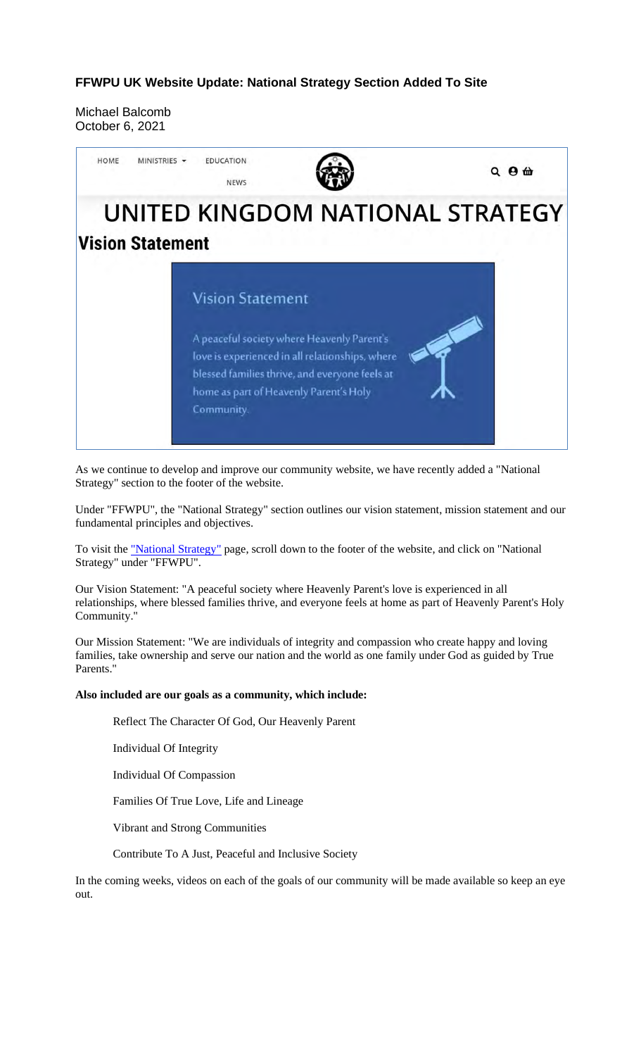**FFWPU UK Website Update: National Strategy Section Added To Site**

Michael Balcomb
October 6, 2021

HOME MINISTRIES EDUCATION NEWS

# UNITED KINGDOM NATIONAL STRATEGY

## Vision Statement

Vision Statement

A peaceful society where Heavenly Parent's love is experienced in all relationships, where blessed families thrive, and everyone feels at home as part of Heavenly Parent's Holy Community.

As we continue to develop and improve our community website, we have recently added a "National Strategy" section to the footer of the website.

Under "FFWPU", the "National Strategy" section outlines our vision statement, mission statement and our fundamental principles and objectives.

To visit the "National Strategy" page, scroll down to the footer of the website, and click on "National Strategy" under "FFWPU".

Our Vision Statement: "A peaceful society where Heavenly Parent's love is experienced in all relationships, where blessed families thrive, and everyone feels at home as part of Heavenly Parent's Holy Community."

Our Mission Statement: "We are individuals of integrity and compassion who create happy and loving families, take ownership and serve our nation and the world as one family under God as guided by True Parents."

**Also included are our goals as a community, which include:**

Reflect The Character Of God, Our Heavenly Parent

Individual Of Integrity

Individual Of Compassion

Families Of True Love, Life and Lineage

Vibrant and Strong Communities

Contribute To A Just, Peaceful and Inclusive Society

In the coming weeks, videos on each of the goals of our community will be made available so keep an eye out.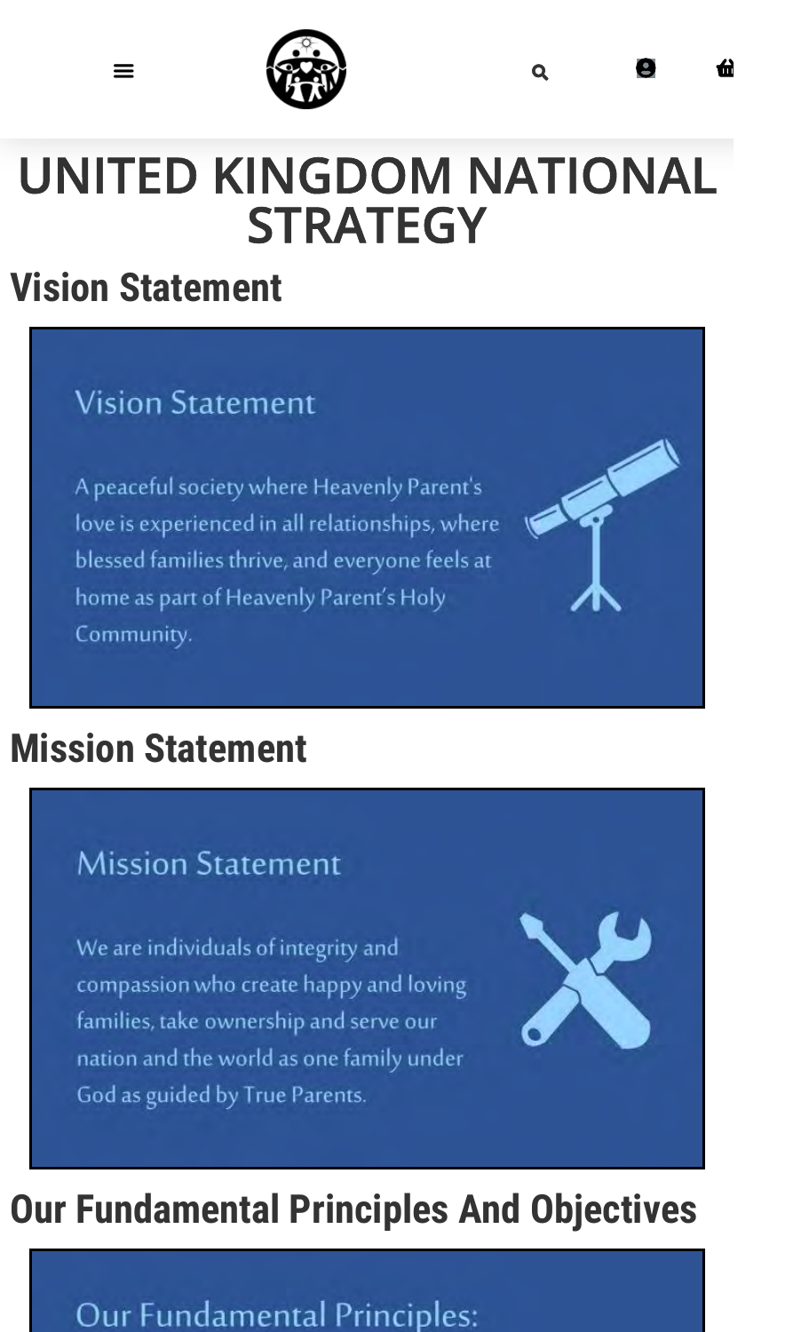# UNITED KINGDOM NATIONAL STRATEGY

## Vision Statement

Vision Statement

A peaceful society where Heavenly Parent's love is experienced in all relationships, where blessed families thrive, and everyone feels at home as part of Heavenly Parent's Holy Community.

## Mission Statement

Mission Statement

We are individuals of integrity and compassion who create happy and loving families, take ownership and serve our nation and the world as one family under God as guided by True Parents.

## Our Fundamental Principles And Objectives

Our Fundamental Principles: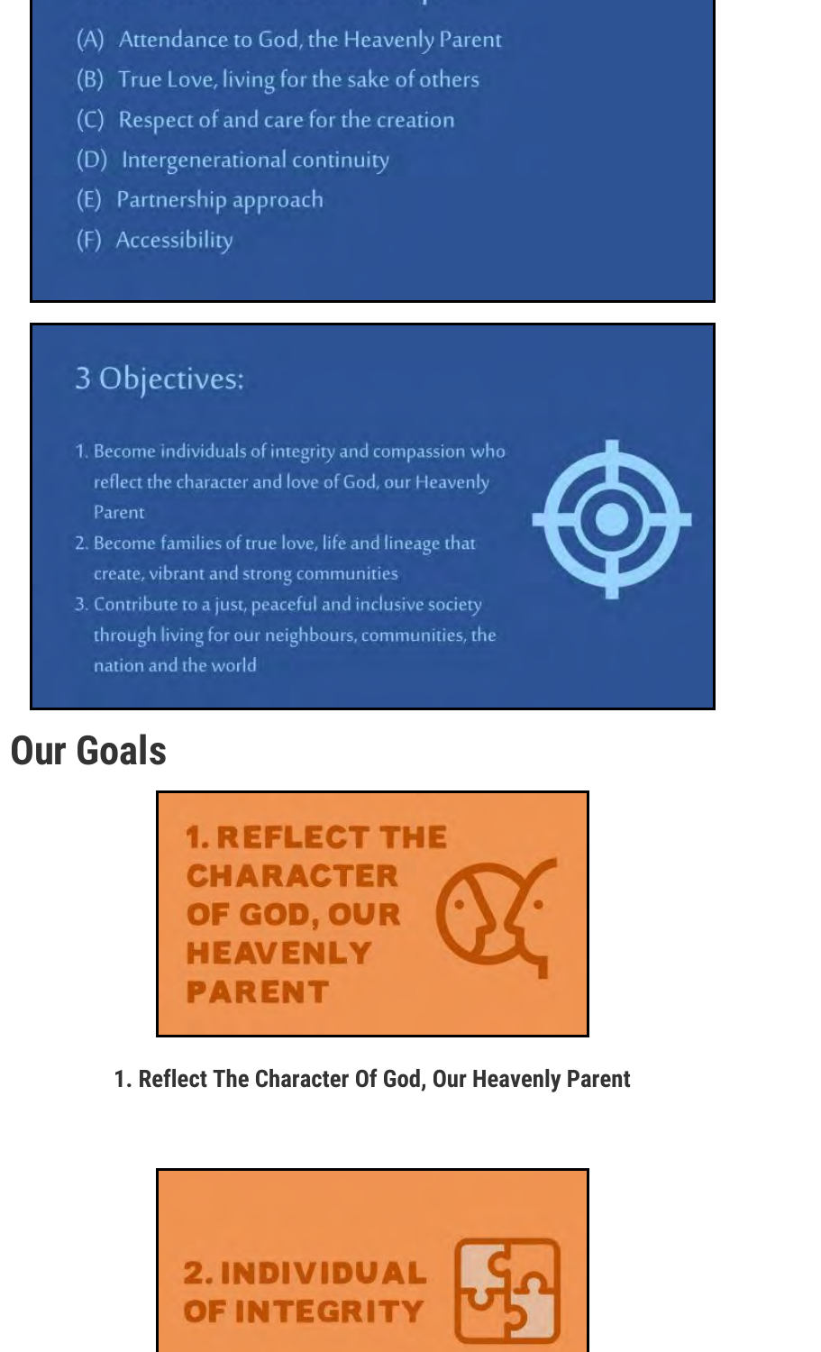(A) Attendance to God, the Heavenly Parent
(B) True Love, living for the sake of others
(C) Respect of and care for the creation
(D) Intergenerational continuity
(E) Partnership approach
(F) Accessibility

## 3 Objectives:

1. Become individuals of integrity and compassion who reflect the character and love of God, our Heavenly Parent
2. Become families of true love, life and lineage that create, vibrant and strong communities
3. Contribute to a just, peaceful and inclusive society through living for our neighbours, communities, the nation and the world

# Our Goals

**1. REFLECT THE CHARACTER OF GOD, OUR HEAVENLY PARENT**

**1. Reflect The Character Of God, Our Heavenly Parent**

**2. INDIVIDUAL OF INTEGRITY**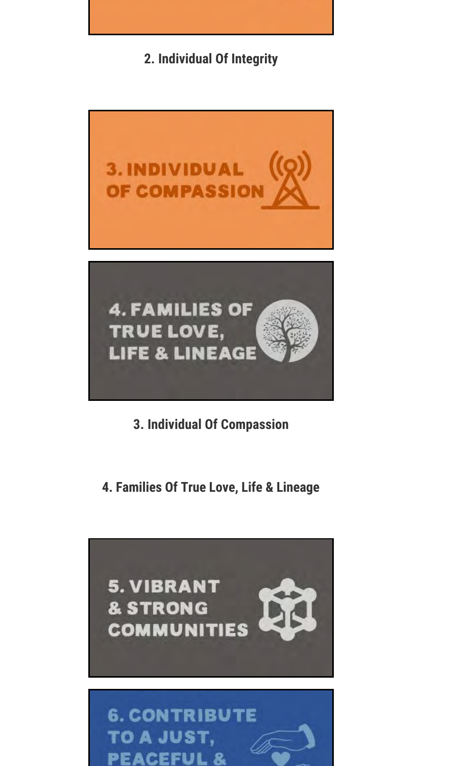**2. Individual Of Integrity**

3. INDIVIDUAL OF COMPASSION

4. FAMILIES OF TRUE LOVE, LIFE & LINEAGE

**3. Individual Of Compassion**

**4. Families Of True Love, Life & Lineage**

5. VIBRANT & STRONG COMMUNITIES

6. CONTRIBUTE TO A JUST, PEACEFUL &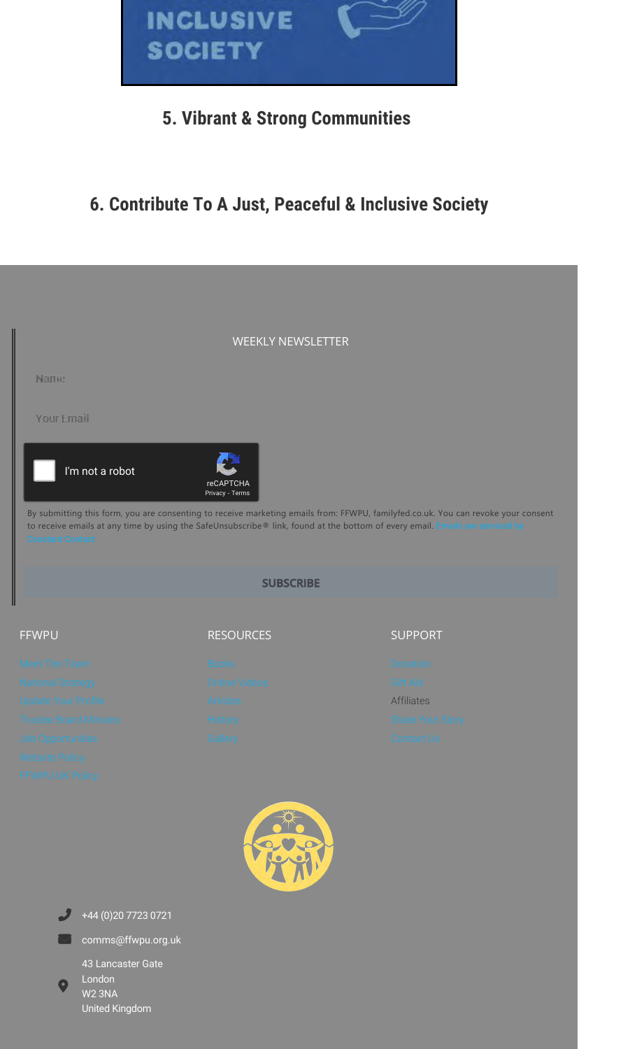INCLUSIVE SOCIETY

## 5. Vibrant & Strong Communities

## 6. Contribute To A Just, Peaceful & Inclusive Society

WEEKLY NEWSLETTER

Name

Your Email

I'm not a robot

reCAPTCHA
Privacy - Terms

By submitting this form, you are consenting to receive marketing emails from: FFWPU, familyfed.co.uk. You can revoke your consent to receive emails at any time by using the SafeUnsubscribe® link, found at the bottom of every email. Emails are serviced by Constant Contact

SUBSCRIBE

FFWPU

- Meet The Team
- National Sincerity
- Update Your Profile
- Trustee Board Minutes
- Job Opportunities
- Website Policy
- FFWPU UK Policy

RESOURCES

- Books
- Online Videos
- Articles
- History
- Gallery

SUPPORT

- Donation
- Gift Aid
- Affiliates
- Share Your Story
- Contact Us

+44 (0)20 7723 0721

comms@ffwpu.org.uk

43 Lancaster Gate
London
W2 3NA
United Kingdom